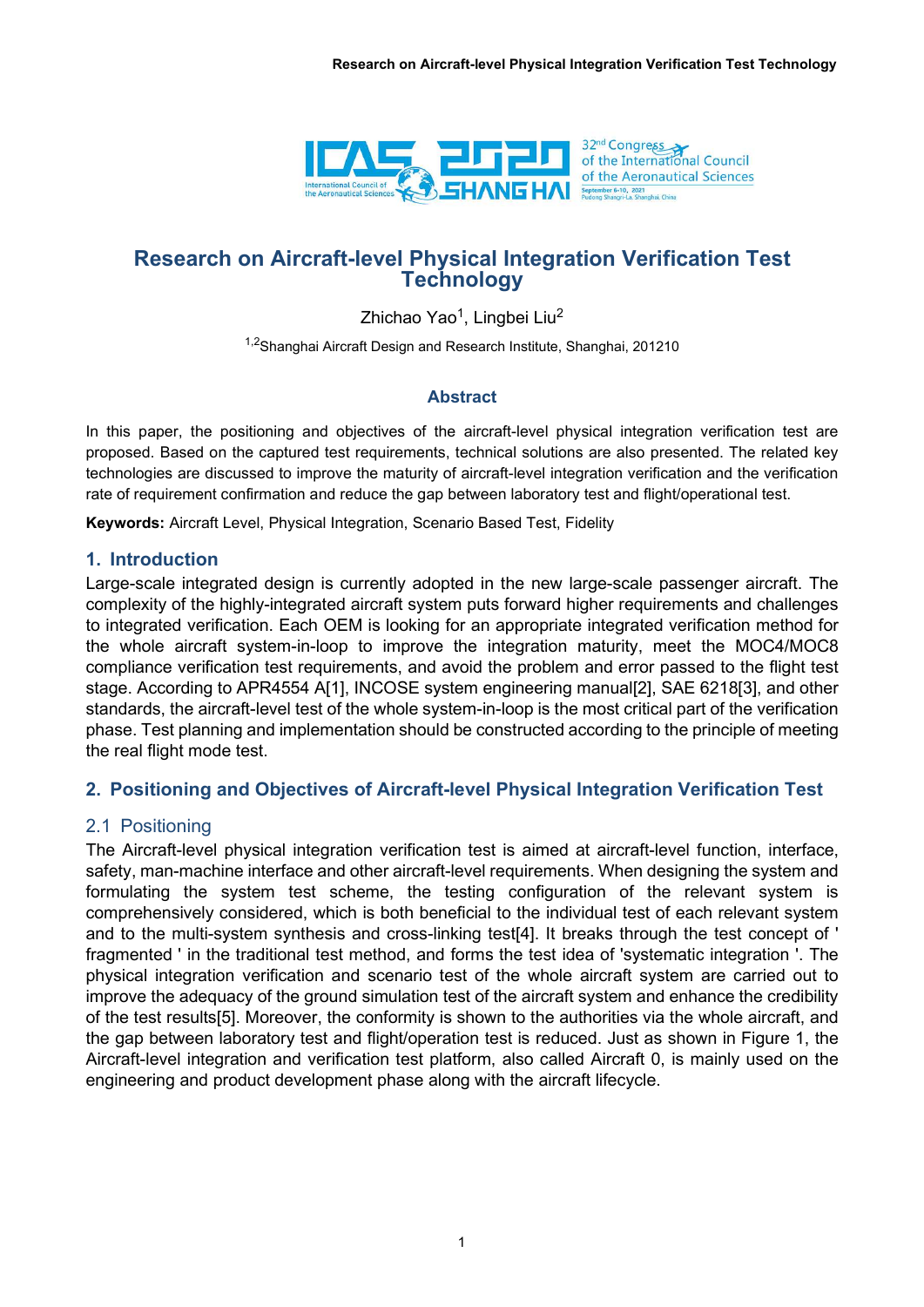# Research on Aircraft-level Physical Integration Verification Test Technology

Zhichao Yao[1], Lingbei Liu[2]

[1,2]Shanghai Aircraft Design and Research Institute, Shanghai, 201210

## Abstract

In this paper, the positioning and objectives of the aircraft-level physical integration verification test are proposed. Based on the captured test requirements, technical solutions are also presented. The related key technologies are discussed to improve the maturity of aircraft-level integration verification and the verification rate of requirement confirmation and reduce the gap between laboratory test and flight/operational test.

**Keywords:** Aircraft Level, Physical Integration, Scenario Based Test, Fidelity

## 1. Introduction

Large-scale integrated design is currently adopted in the new large-scale passenger aircraft. The complexity of the highly-integrated aircraft system puts forward higher requirements and challenges to integrated verification. Each OEM is looking for an appropriate integrated verification method for the whole aircraft system-in-loop to improve the integration maturity, meet the MOC4/MOC8 compliance verification test requirements, and avoid the problem and error passed to the flight test stage. According to APR4554 A[1], INCOSE system engineering manual[2], SAE 6218[3], and other standards, the aircraft-level test of the whole system-in-loop is the most critical part of the verification phase. Test planning and implementation should be constructed according to the principle of meeting the real flight mode test.

## 2. Positioning and Objectives of Aircraft-level Physical Integration Verification Test

### 2.1 Positioning

The Aircraft-level physical integration verification test is aimed at aircraft-level function, interface, safety, man-machine interface and other aircraft-level requirements. When designing the system and formulating the system test scheme, the testing configuration of the relevant system is comprehensively considered, which is both beneficial to the individual test of each relevant system and to the multi-system synthesis and cross-linking test[4]. It breaks through the test concept of ' fragmented ' in the traditional test method, and forms the test idea of 'systematic integration '. The physical integration verification and scenario test of the whole aircraft system are carried out to improve the adequacy of the ground simulation test of the aircraft system and enhance the credibility of the test results[5]. Moreover, the conformity is shown to the authorities via the whole aircraft, and the gap between laboratory test and flight/operation test is reduced. Just as shown in Figure 1, the Aircraft-level integration and verification test platform, also called Aircraft 0, is mainly used on the engineering and product development phase along with the aircraft lifecycle.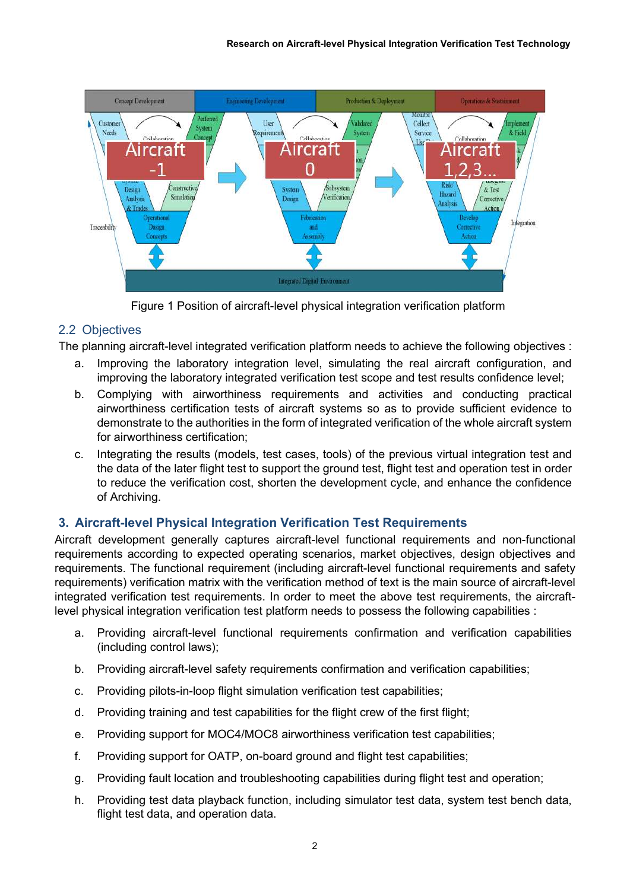Figure 1 Position of aircraft-level physical integration verification platform

## 2.2 Objectives

The planning aircraft-level integrated verification platform needs to achieve the following objectives :

a. Improving the laboratory integration level, simulating the real aircraft configuration, and improving the laboratory integrated verification test scope and test results confidence level;
b. Complying with airworthiness requirements and activities and conducting practical airworthiness certification tests of aircraft systems so as to provide sufficient evidence to demonstrate to the authorities in the form of integrated verification of the whole aircraft system for airworthiness certification;
c. Integrating the results (models, test cases, tools) of the previous virtual integration test and the data of the later flight test to support the ground test, flight test and operation test in order to reduce the verification cost, shorten the development cycle, and enhance the confidence of Archiving.

# 3. Aircraft-level Physical Integration Verification Test Requirements

Aircraft development generally captures aircraft-level functional requirements and non-functional requirements according to expected operating scenarios, market objectives, design objectives and requirements. The functional requirement (including aircraft-level functional requirements and safety requirements) verification matrix with the verification method of text is the main source of aircraft-level integrated verification test requirements. In order to meet the above test requirements, the aircraft-level physical integration verification test platform needs to possess the following capabilities :

a. Providing aircraft-level functional requirements confirmation and verification capabilities (including control laws);
b. Providing aircraft-level safety requirements confirmation and verification capabilities;
c. Providing pilots-in-loop flight simulation verification test capabilities;
d. Providing training and test capabilities for the flight crew of the first flight;
e. Providing support for MOC4/MOC8 airworthiness verification test capabilities;
f. Providing support for OATP, on-board ground and flight test capabilities;
g. Providing fault location and troubleshooting capabilities during flight test and operation;
h. Providing test data playback function, including simulator test data, system test bench data, flight test data, and operation data.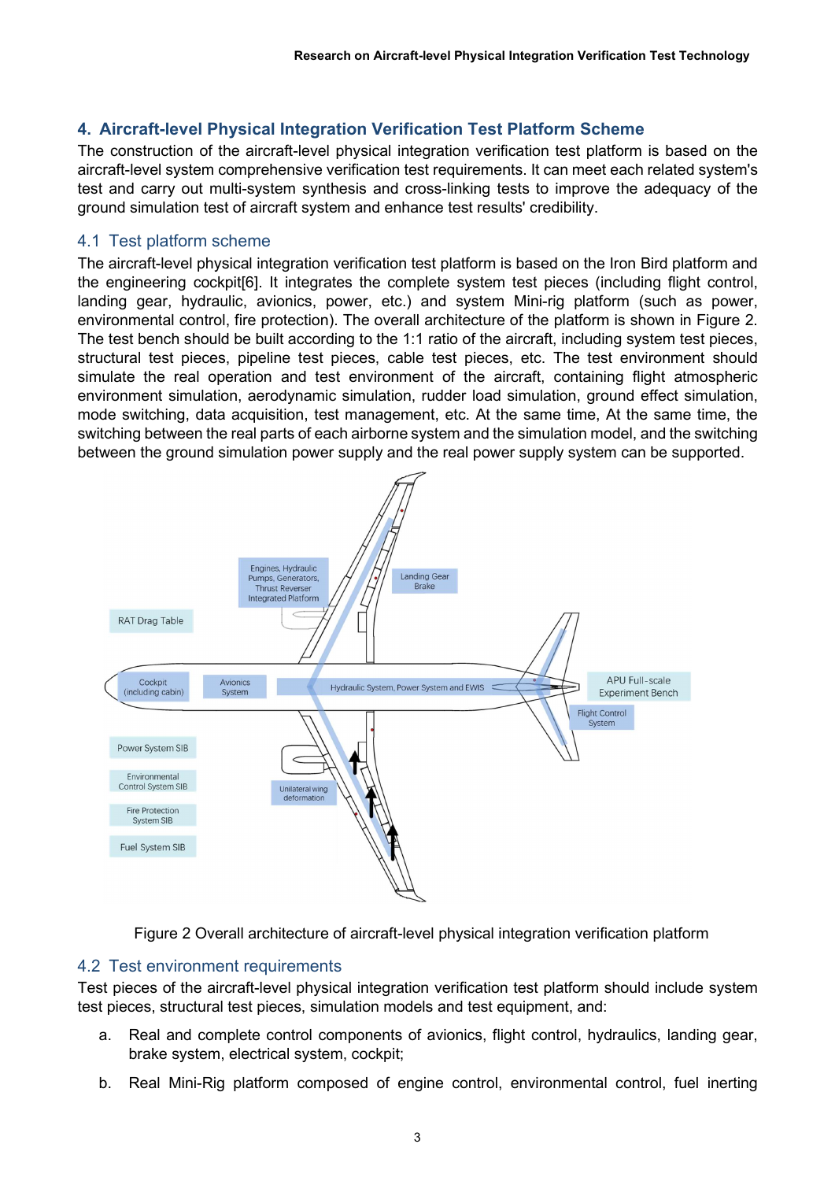## 4. Aircraft-level Physical Integration Verification Test Platform Scheme

The construction of the aircraft-level physical integration verification test platform is based on the aircraft-level system comprehensive verification test requirements. It can meet each related system's test and carry out multi-system synthesis and cross-linking tests to improve the adequacy of the ground simulation test of aircraft system and enhance test results' credibility.

### 4.1 Test platform scheme

The aircraft-level physical integration verification test platform is based on the Iron Bird platform and the engineering cockpit[6]. It integrates the complete system test pieces (including flight control, landing gear, hydraulic, avionics, power, etc.) and system Mini-rig platform (such as power, environmental control, fire protection). The overall architecture of the platform is shown in Figure 2. The test bench should be built according to the 1:1 ratio of the aircraft, including system test pieces, structural test pieces, pipeline test pieces, cable test pieces, etc. The test environment should simulate the real operation and test environment of the aircraft, containing flight atmospheric environment simulation, aerodynamic simulation, rudder load simulation, ground effect simulation, mode switching, data acquisition, test management, etc. At the same time, At the same time, the switching between the real parts of each airborne system and the simulation model, and the switching between the ground simulation power supply and the real power supply system can be supported.

Figure 2 Overall architecture of aircraft-level physical integration verification platform

### 4.2 Test environment requirements

Test pieces of the aircraft-level physical integration verification test platform should include system test pieces, structural test pieces, simulation models and test equipment, and:

a. Real and complete control components of avionics, flight control, hydraulics, landing gear, brake system, electrical system, cockpit;

b. Real Mini-Rig platform composed of engine control, environmental control, fuel inerting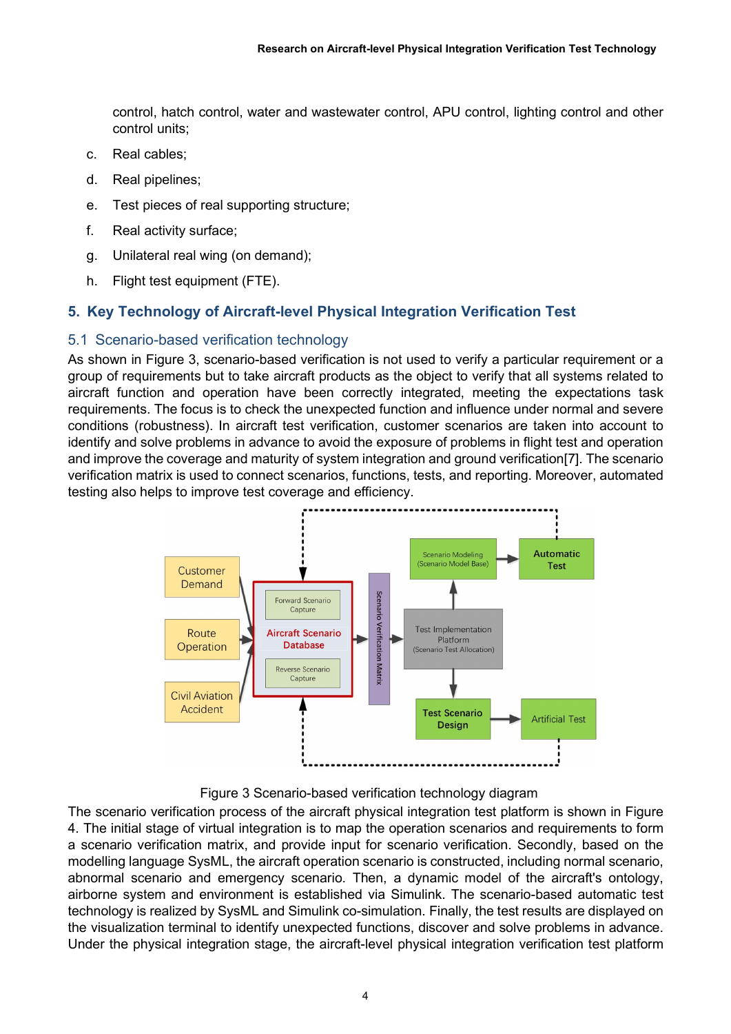control, hatch control, water and wastewater control, APU control, lighting control and other control units;

c. Real cables;

d. Real pipelines;

e. Test pieces of real supporting structure;

f. Real activity surface;

g. Unilateral real wing (on demand);

h. Flight test equipment (FTE).

## 5. Key Technology of Aircraft-level Physical Integration Verification Test

### 5.1 Scenario-based verification technology

As shown in Figure 3, scenario-based verification is not used to verify a particular requirement or a group of requirements but to take aircraft products as the object to verify that all systems related to aircraft function and operation have been correctly integrated, meeting the expectations task requirements. The focus is to check the unexpected function and influence under normal and severe conditions (robustness). In aircraft test verification, customer scenarios are taken into account to identify and solve problems in advance to avoid the exposure of problems in flight test and operation and improve the coverage and maturity of system integration and ground verification[7]. The scenario verification matrix is used to connect scenarios, functions, tests, and reporting. Moreover, automated testing also helps to improve test coverage and efficiency.

Figure 3 Scenario-based verification technology diagram

The scenario verification process of the aircraft physical integration test platform is shown in Figure 4. The initial stage of virtual integration is to map the operation scenarios and requirements to form a scenario verification matrix, and provide input for scenario verification. Secondly, based on the modelling language SysML, the aircraft operation scenario is constructed, including normal scenario, abnormal scenario and emergency scenario. Then, a dynamic model of the aircraft's ontology, airborne system and environment is established via Simulink. The scenario-based automatic test technology is realized by SysML and Simulink co-simulation. Finally, the test results are displayed on the visualization terminal to identify unexpected functions, discover and solve problems in advance. Under the physical integration stage, the aircraft-level physical integration verification test platform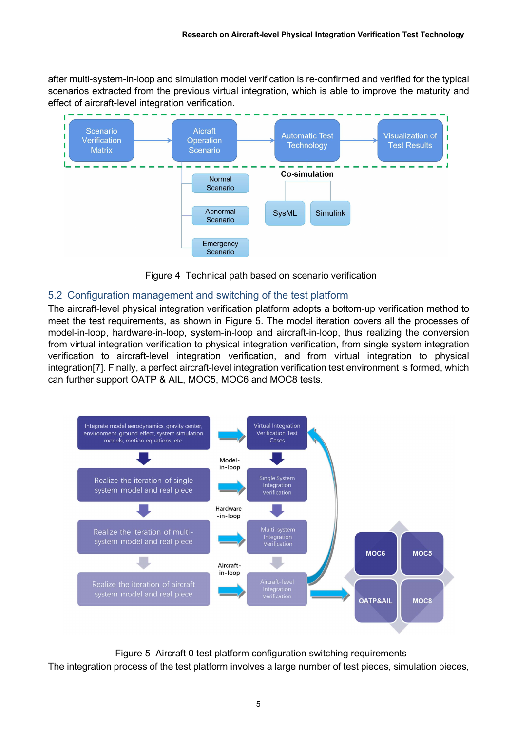after multi-system-in-loop and simulation model verification is re-confirmed and verified for the typical scenarios extracted from the previous virtual integration, which is able to improve the maturity and effect of aircraft-level integration verification.

Figure 4  Technical path based on scenario verification

## 5.2 Configuration management and switching of the test platform

The aircraft-level physical integration verification platform adopts a bottom-up verification method to meet the test requirements, as shown in Figure 5. The model iteration covers all the processes of model-in-loop, hardware-in-loop, system-in-loop and aircraft-in-loop, thus realizing the conversion from virtual integration verification to physical integration verification, from single system integration verification to aircraft-level integration verification, and from virtual integration to physical integration[7]. Finally, a perfect aircraft-level integration verification test environment is formed, which can further support OATP & AIL, MOC5, MOC6 and MOC8 tests.

Figure 5  Aircraft 0 test platform configuration switching requirements

The integration process of the test platform involves a large number of test pieces, simulation pieces,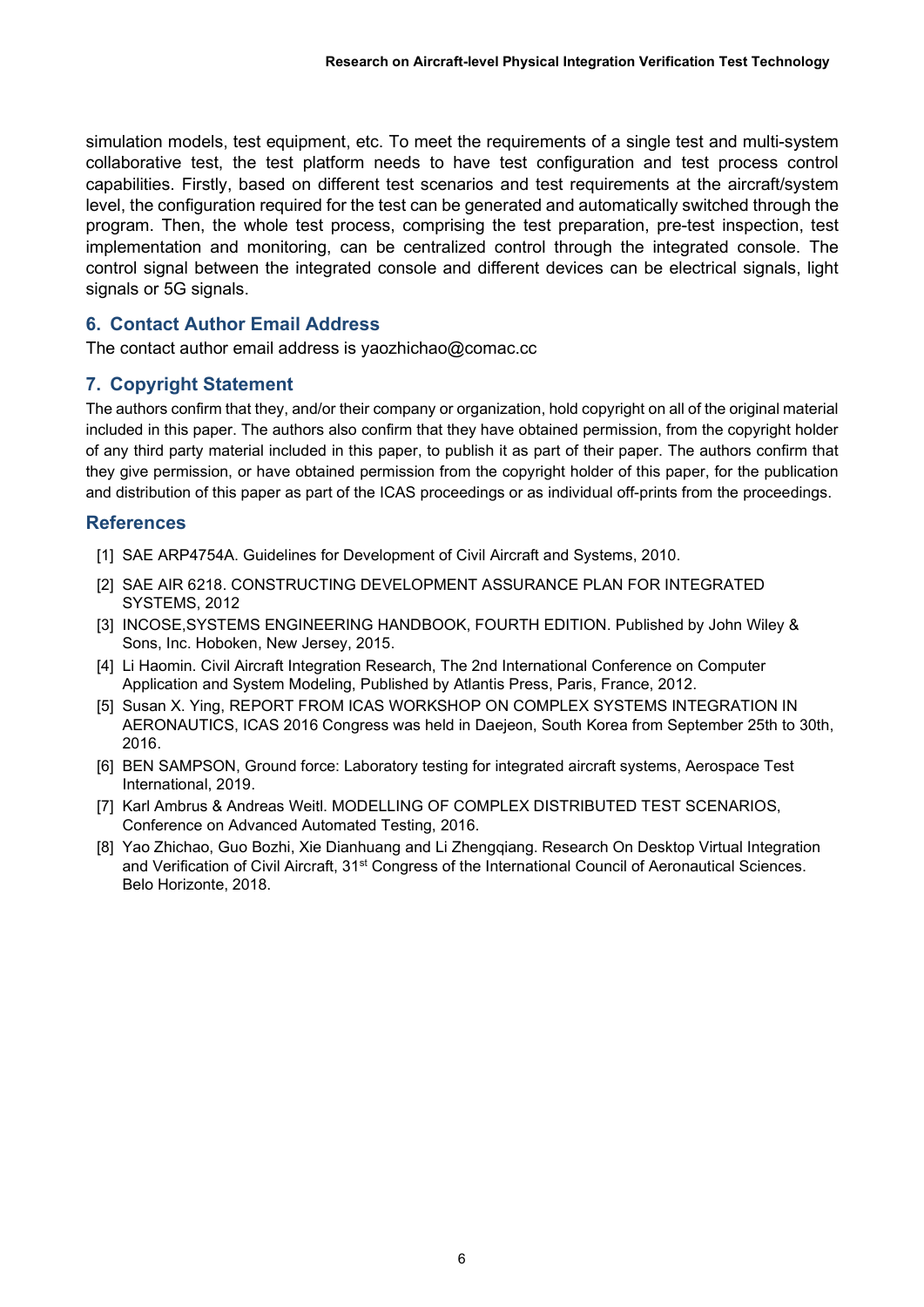simulation models, test equipment, etc. To meet the requirements of a single test and multi-system collaborative test, the test platform needs to have test configuration and test process control capabilities. Firstly, based on different test scenarios and test requirements at the aircraft/system level, the configuration required for the test can be generated and automatically switched through the program. Then, the whole test process, comprising the test preparation, pre-test inspection, test implementation and monitoring, can be centralized control through the integrated console. The control signal between the integrated console and different devices can be electrical signals, light signals or 5G signals.

## 6. Contact Author Email Address

The contact author email address is yaozhichao@comac.cc

## 7. Copyright Statement

The authors confirm that they, and/or their company or organization, hold copyright on all of the original material included in this paper. The authors also confirm that they have obtained permission, from the copyright holder of any third party material included in this paper, to publish it as part of their paper. The authors confirm that they give permission, or have obtained permission from the copyright holder of this paper, for the publication and distribution of this paper as part of the ICAS proceedings or as individual off-prints from the proceedings.

## References

[1] SAE ARP4754A. Guidelines for Development of Civil Aircraft and Systems, 2010.

[2] SAE AIR 6218. CONSTRUCTING DEVELOPMENT ASSURANCE PLAN FOR INTEGRATED SYSTEMS, 2012

[3] INCOSE,SYSTEMS ENGINEERING HANDBOOK, FOURTH EDITION. Published by John Wiley & Sons, Inc. Hoboken, New Jersey, 2015.

[4] Li Haomin. Civil Aircraft Integration Research, The 2nd International Conference on Computer Application and System Modeling, Published by Atlantis Press, Paris, France, 2012.

[5] Susan X. Ying, REPORT FROM ICAS WORKSHOP ON COMPLEX SYSTEMS INTEGRATION IN AERONAUTICS, ICAS 2016 Congress was held in Daejeon, South Korea from September 25th to 30th, 2016.

[6] BEN SAMPSON, Ground force: Laboratory testing for integrated aircraft systems, Aerospace Test International, 2019.

[7] Karl Ambrus & Andreas Weitl. MODELLING OF COMPLEX DISTRIBUTED TEST SCENARIOS, Conference on Advanced Automated Testing, 2016.

[8] Yao Zhichao, Guo Bozhi, Xie Dianhuang and Li Zhengqiang. Research On Desktop Virtual Integration and Verification of Civil Aircraft, 31st Congress of the International Council of Aeronautical Sciences. Belo Horizonte, 2018.